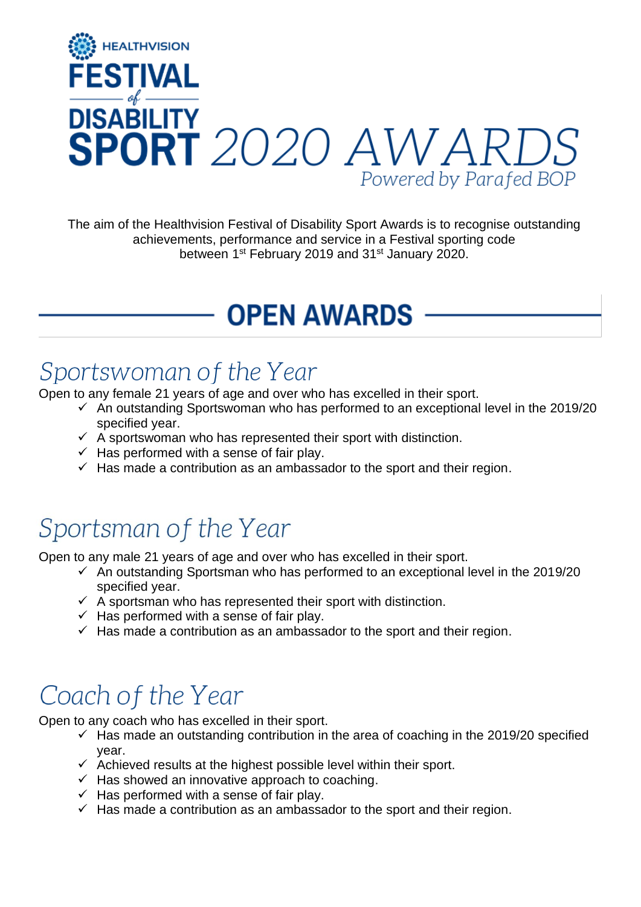# HEALTHVISION FESTIVAL of DISABILITY SPORT 2020 AWARDS

*Powered by Parafed BOP*

The aim of the Healthvision Festival of Disability Sport Awards is to recognise outstanding achievements, performance and service in a Festival sporting code between 1st February 2019 and 31st January 2020.

## OPEN AWARDS

### *Sportswoman of the Year*

Open to any female 21 years of age and over who has excelled in their sport.

- ✓ An outstanding Sportswoman who has performed to an exceptional level in the 2019/20 specified year.
- ✓ A sportswoman who has represented their sport with distinction.
- ✓ Has performed with a sense of fair play.
- ✓ Has made a contribution as an ambassador to the sport and their region.

### *Sportsman of the Year*

Open to any male 21 years of age and over who has excelled in their sport.

- ✓ An outstanding Sportsman who has performed to an exceptional level in the 2019/20 specified year.
- ✓ A sportsman who has represented their sport with distinction.
- ✓ Has performed with a sense of fair play.
- ✓ Has made a contribution as an ambassador to the sport and their region.

### *Coach of the Year*

Open to any coach who has excelled in their sport.

- ✓ Has made an outstanding contribution in the area of coaching in the 2019/20 specified year.
- ✓ Achieved results at the highest possible level within their sport.
- ✓ Has showed an innovative approach to coaching.
- ✓ Has performed with a sense of fair play.
- ✓ Has made a contribution as an ambassador to the sport and their region.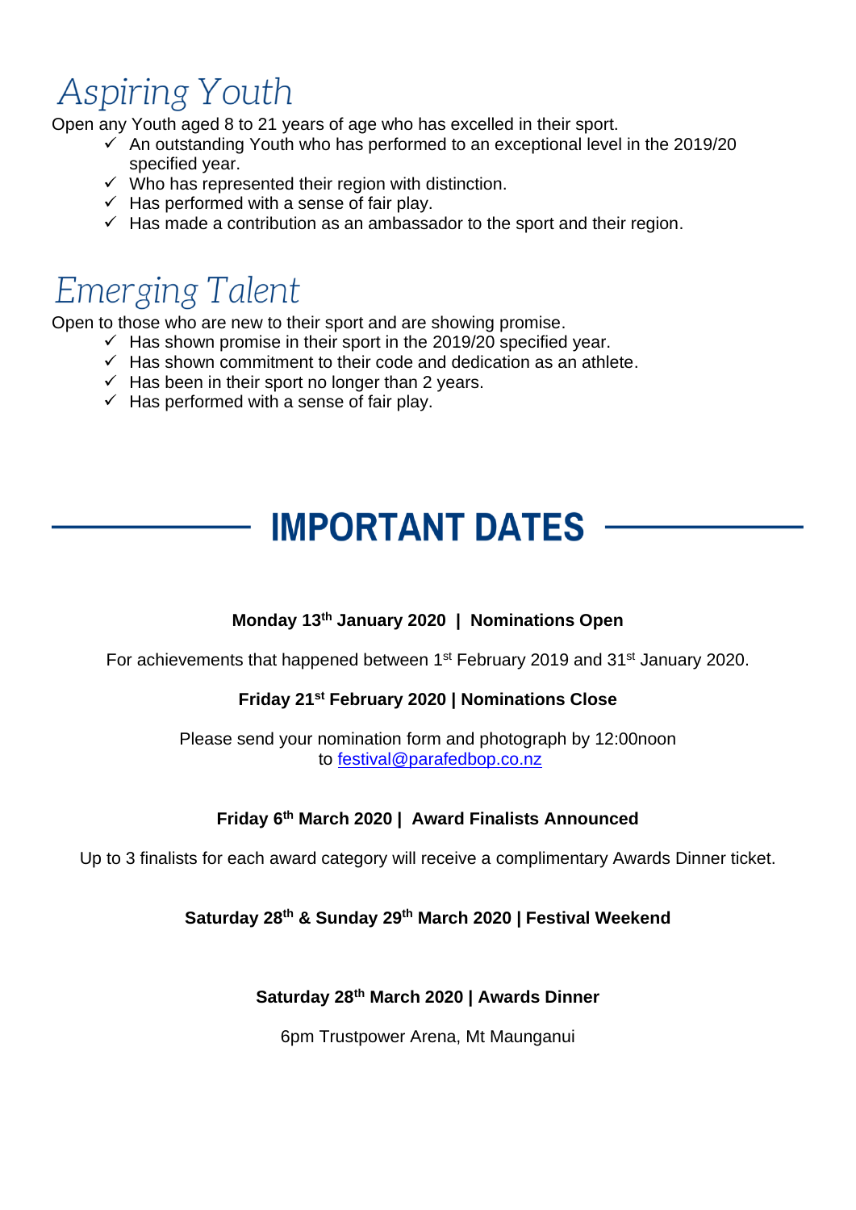## Aspiring Youth

Open any Youth aged 8 to 21 years of age who has excelled in their sport.

- ✓ An outstanding Youth who has performed to an exceptional level in the 2019/20 specified year.
- ✓ Who has represented their region with distinction.
- ✓ Has performed with a sense of fair play.
- ✓ Has made a contribution as an ambassador to the sport and their region.

## Emerging Talent

Open to those who are new to their sport and are showing promise.

- ✓ Has shown promise in their sport in the 2019/20 specified year.
- ✓ Has shown commitment to their code and dedication as an athlete.
- ✓ Has been in their sport no longer than 2 years.
- ✓ Has performed with a sense of fair play.

# IMPORTANT DATES

**Monday 13th January 2020 | Nominations Open**

For achievements that happened between 1st February 2019 and 31st January 2020.

**Friday 21st February 2020 | Nominations Close**

Please send your nomination form and photograph by 12:00noon to festival@parafedbop.co.nz

**Friday 6th March 2020 | Award Finalists Announced**

Up to 3 finalists for each award category will receive a complimentary Awards Dinner ticket.

**Saturday 28th & Sunday 29th March 2020 | Festival Weekend**

**Saturday 28th March 2020 | Awards Dinner**

6pm Trustpower Arena, Mt Maunganui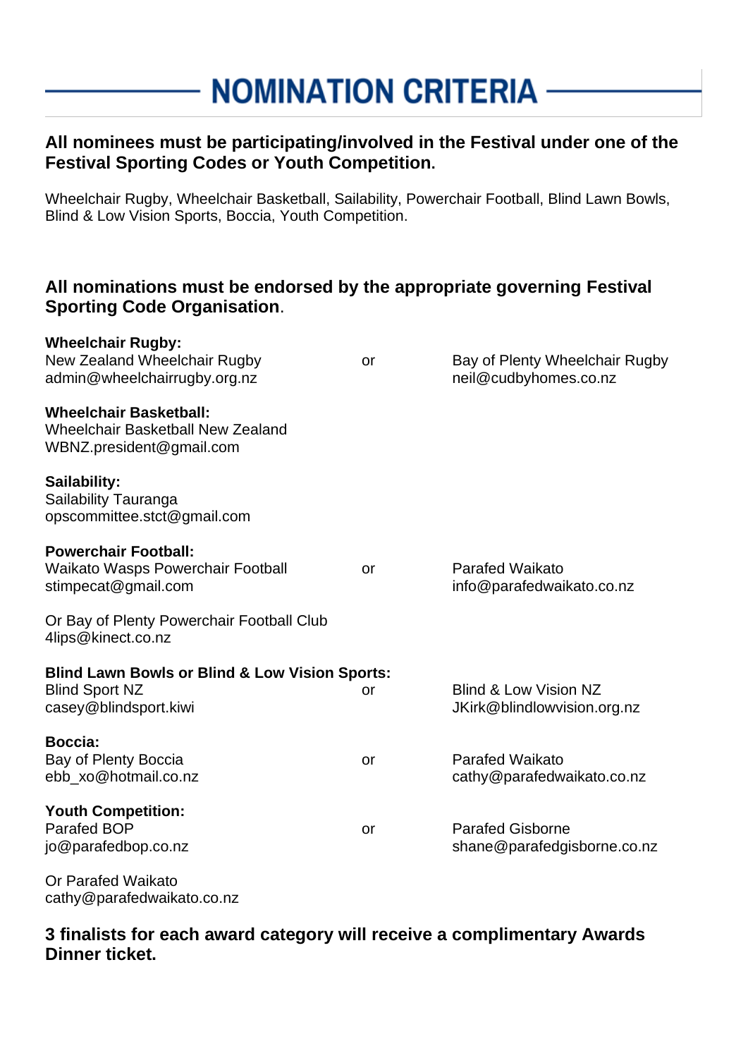# NOMINATION CRITERIA

**All nominees must be participating/involved in the Festival under one of the Festival Sporting Codes or Youth Competition.**

Wheelchair Rugby, Wheelchair Basketball, Sailability, Powerchair Football, Blind Lawn Bowls, Blind & Low Vision Sports, Boccia, Youth Competition.

**All nominations must be endorsed by the appropriate governing Festival Sporting Code Organisation**.

**Wheelchair Rugby:**
New Zealand Wheelchair Rugby
admin@wheelchairrugby.org.nz

or

Bay of Plenty Wheelchair Rugby
neil@cudbyhomes.co.nz

**Wheelchair Basketball:**
Wheelchair Basketball New Zealand
WBNZ.president@gmail.com

**Sailability:**
Sailability Tauranga
opscommittee.stct@gmail.com

**Powerchair Football:**
Waikato Wasps Powerchair Football
stimpecat@gmail.com

or

Parafed Waikato
info@parafedwaikato.co.nz

Or Bay of Plenty Powerchair Football Club
4lips@kinect.co.nz

**Blind Lawn Bowls or Blind & Low Vision Sports:**
Blind Sport NZ
casey@blindsport.kiwi

or

Blind & Low Vision NZ
JKirk@blindlowvision.org.nz

**Boccia:**
Bay of Plenty Boccia
ebb_xo@hotmail.co.nz

or

Parafed Waikato
cathy@parafedwaikato.co.nz

**Youth Competition:**
Parafed BOP
jo@parafedbop.co.nz

or

Parafed Gisborne
shane@parafedgisborne.co.nz

Or Parafed Waikato
cathy@parafedwaikato.co.nz

**3 finalists for each award category will receive a complimentary Awards Dinner ticket.**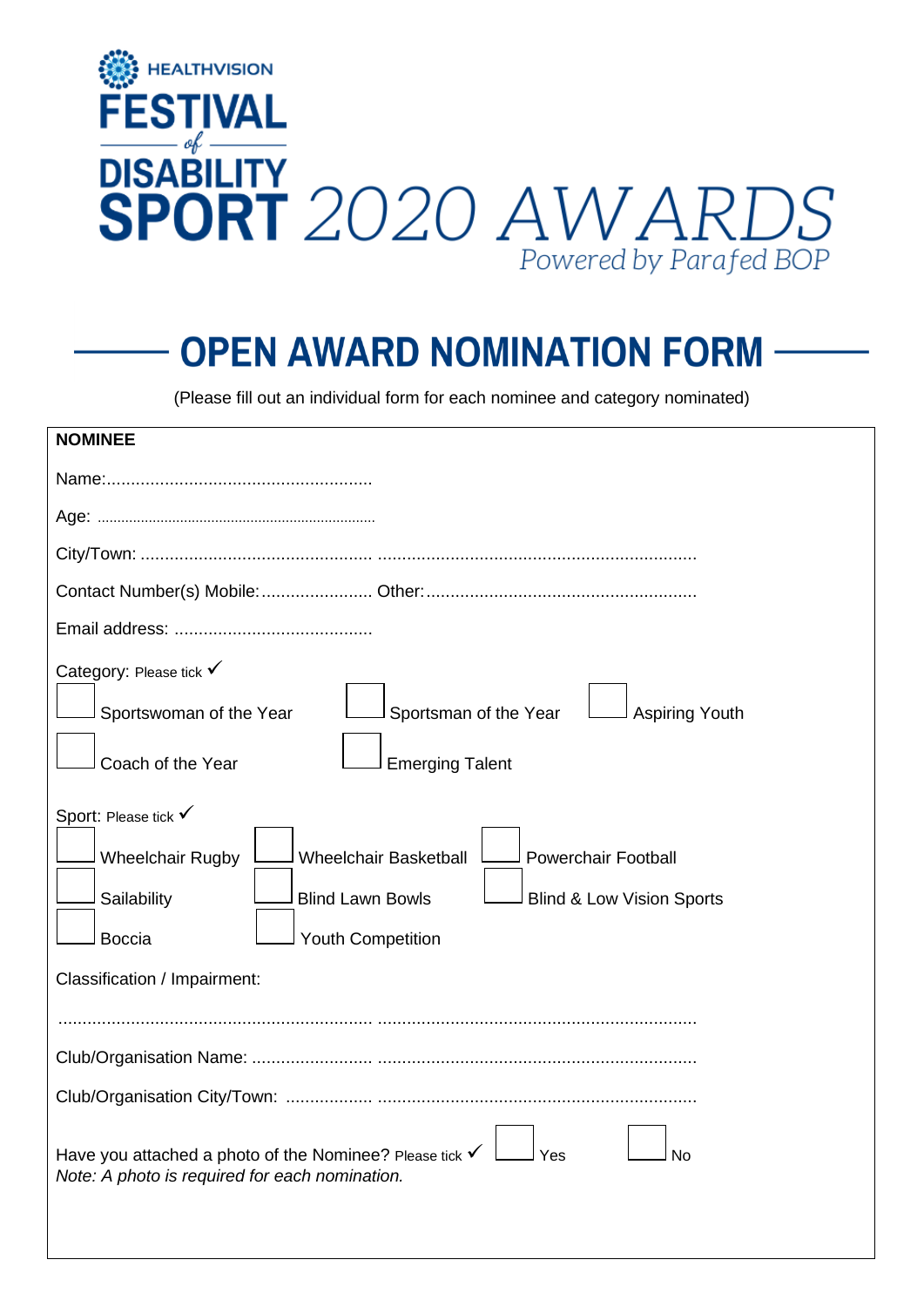HEALTHVISION

# FESTIVAL of DISABILITY SPORT 2020 AWARDS

Powered by Parafed BOP

## OPEN AWARD NOMINATION FORM

(Please fill out an individual form for each nominee and category nominated)

**NOMINEE**

Name:.......................................................

Age: ......................................................................

City/Town: ............................................... .................................................................

Contact Number(s) Mobile:....................... Other:.......................................................

Email address: .........................................

Category: Please tick ✓

☐ Sportswoman of the Year ☐ Sportsman of the Year ☐ Aspiring Youth

☐ Coach of the Year ☐ Emerging Talent

Sport: Please tick ✓

☐ Wheelchair Rugby ☐ Wheelchair Basketball ☐ Powerchair Football

☐ Sailability ☐ Blind Lawn Bowls ☐ Blind & Low Vision Sports

☐ Boccia ☐ Youth Competition

Classification / Impairment:

............................................................... .................................................................

Club/Organisation Name: ......................... .................................................................

Club/Organisation City/Town: .................. .................................................................

Have you attached a photo of the Nominee? Please tick ✓ ☐ Yes ☐ No

*Note: A photo is required for each nomination.*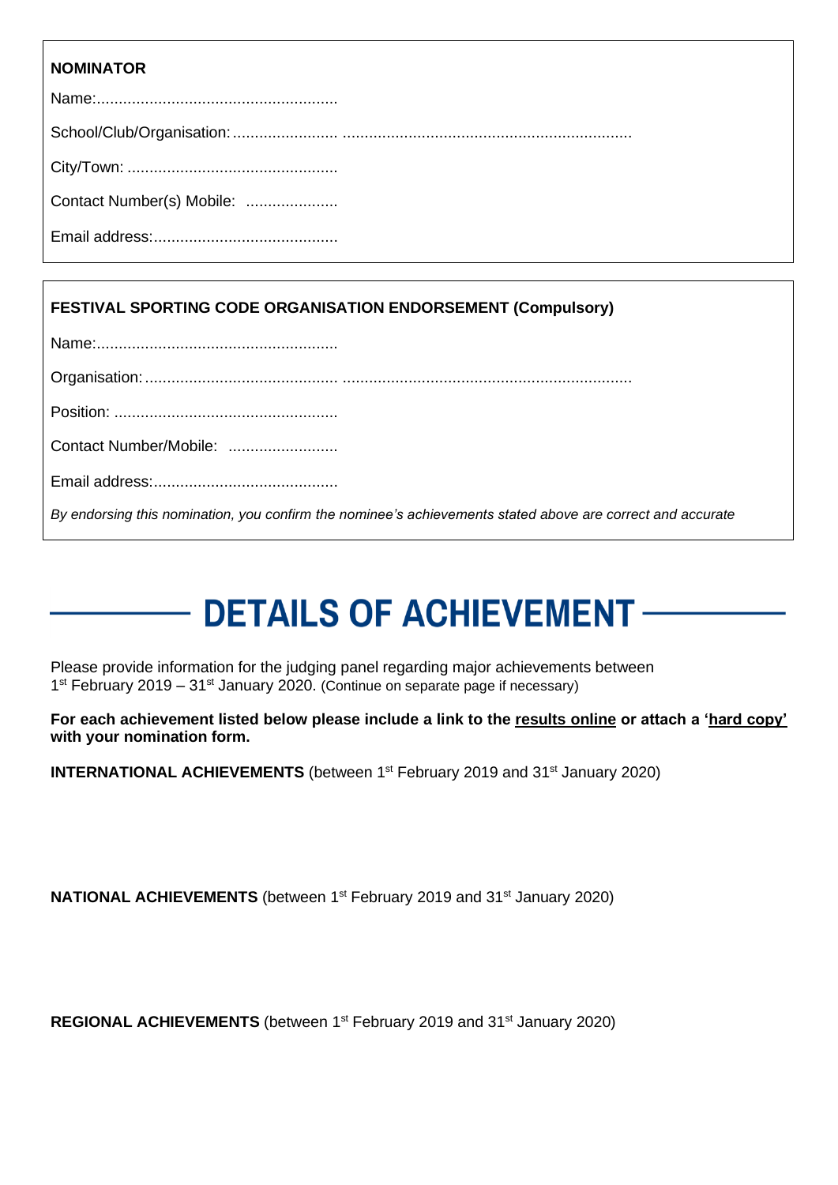**NOMINATOR**

Name:.......................................................

School/Club/Organisation: ........................ .................................................................

City/Town: ................................................

Contact Number(s) Mobile: .....................

Email address:..........................................

**FESTIVAL SPORTING CODE ORGANISATION ENDORSEMENT (Compulsory)**

Name:.......................................................

Organisation: ........................................... .................................................................

Position: ...................................................

Contact Number/Mobile: .........................

Email address:..........................................

*By endorsing this nomination, you confirm the nominee's achievements stated above are correct and accurate*

# DETAILS OF ACHIEVEMENT

Please provide information for the judging panel regarding major achievements between 1st February 2019 – 31st January 2020. (Continue on separate page if necessary)

**For each achievement listed below please include a link to the results online or attach a 'hard copy' with your nomination form.**

**INTERNATIONAL ACHIEVEMENTS** (between 1st February 2019 and 31st January 2020)

**NATIONAL ACHIEVEMENTS** (between 1st February 2019 and 31st January 2020)

**REGIONAL ACHIEVEMENTS** (between 1st February 2019 and 31st January 2020)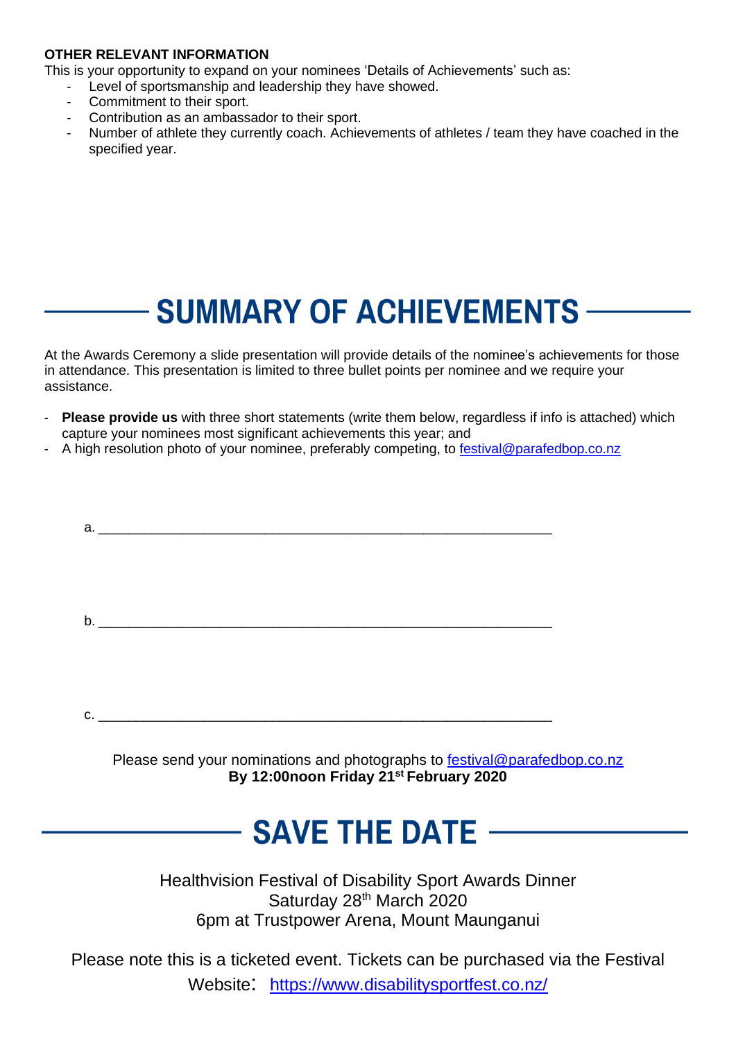**OTHER RELEVANT INFORMATION**

This is your opportunity to expand on your nominees 'Details of Achievements' such as:

- Level of sportsmanship and leadership they have showed.
- Commitment to their sport.
- Contribution as an ambassador to their sport.
- Number of athlete they currently coach. Achievements of athletes / team they have coached in the specified year.

## SUMMARY OF ACHIEVEMENTS

At the Awards Ceremony a slide presentation will provide details of the nominee's achievements for those in attendance. This presentation is limited to three bullet points per nominee and we require your assistance.

- **Please provide us** with three short statements (write them below, regardless if info is attached) which capture your nominees most significant achievements this year; and
- A high resolution photo of your nominee, preferably competing, to festival@parafedbop.co.nz

a. ____________________________________________________________

b. ____________________________________________________________

c. ____________________________________________________________

Please send your nominations and photographs to festival@parafedbop.co.nz
**By 12:00noon Friday 21st February 2020**

## SAVE THE DATE

Healthvision Festival of Disability Sport Awards Dinner
Saturday 28th March 2020
6pm at Trustpower Arena, Mount Maunganui

Please note this is a ticketed event. Tickets can be purchased via the Festival Website: https://www.disabilitysportfest.co.nz/